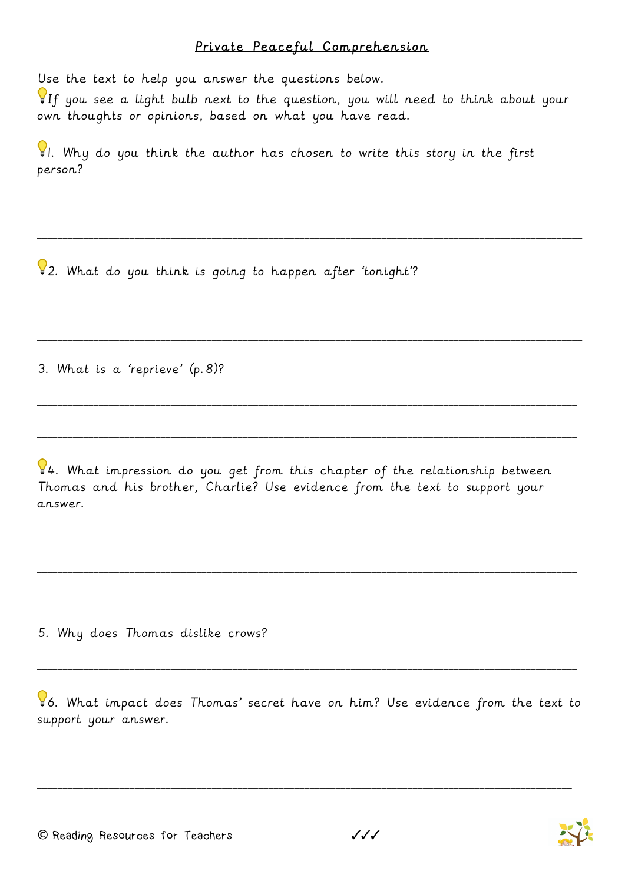# Private Peaceful Comprehension

Use the text to help you answer the questions below.

💡If you see a light bulb next to the question, you will need to think about your own thoughts or opinions, based on what you have read.

💡1. Why do you think the author has chosen to write this story in the first person?

\_\_\_\_\_\_\_\_\_\_\_\_\_\_\_\_\_\_\_\_\_\_\_\_\_\_\_\_\_\_\_\_\_\_\_\_\_\_\_\_\_\_\_\_\_\_\_\_\_\_\_\_\_\_\_\_\_\_\_\_\_\_\_\_\_\_\_\_\_\_

\_\_\_\_\_\_\_\_\_\_\_\_\_\_\_\_\_\_\_\_\_\_\_\_\_\_\_\_\_\_\_\_\_\_\_\_\_\_\_\_\_\_\_\_\_\_\_\_\_\_\_\_\_\_\_\_\_\_\_\_\_\_\_\_\_\_\_\_\_\_

💡2. What do you think is going to happen after 'tonight'?

\_\_\_\_\_\_\_\_\_\_\_\_\_\_\_\_\_\_\_\_\_\_\_\_\_\_\_\_\_\_\_\_\_\_\_\_\_\_\_\_\_\_\_\_\_\_\_\_\_\_\_\_\_\_\_\_\_\_\_\_\_\_\_\_\_\_\_\_\_\_

\_\_\_\_\_\_\_\_\_\_\_\_\_\_\_\_\_\_\_\_\_\_\_\_\_\_\_\_\_\_\_\_\_\_\_\_\_\_\_\_\_\_\_\_\_\_\_\_\_\_\_\_\_\_\_\_\_\_\_\_\_\_\_\_\_\_\_\_\_\_

3. What is a 'reprieve' (p.8)?

\_\_\_\_\_\_\_\_\_\_\_\_\_\_\_\_\_\_\_\_\_\_\_\_\_\_\_\_\_\_\_\_\_\_\_\_\_\_\_\_\_\_\_\_\_\_\_\_\_\_\_\_\_\_\_\_\_\_\_\_\_\_\_\_\_\_\_\_\_\_

\_\_\_\_\_\_\_\_\_\_\_\_\_\_\_\_\_\_\_\_\_\_\_\_\_\_\_\_\_\_\_\_\_\_\_\_\_\_\_\_\_\_\_\_\_\_\_\_\_\_\_\_\_\_\_\_\_\_\_\_\_\_\_\_\_\_\_\_\_\_

💡4. What impression do you get from this chapter of the relationship between Thomas and his brother, Charlie? Use evidence from the text to support your answer.

\_\_\_\_\_\_\_\_\_\_\_\_\_\_\_\_\_\_\_\_\_\_\_\_\_\_\_\_\_\_\_\_\_\_\_\_\_\_\_\_\_\_\_\_\_\_\_\_\_\_\_\_\_\_\_\_\_\_\_\_\_\_\_\_\_\_\_\_\_\_

\_\_\_\_\_\_\_\_\_\_\_\_\_\_\_\_\_\_\_\_\_\_\_\_\_\_\_\_\_\_\_\_\_\_\_\_\_\_\_\_\_\_\_\_\_\_\_\_\_\_\_\_\_\_\_\_\_\_\_\_\_\_\_\_\_\_\_\_\_\_

\_\_\_\_\_\_\_\_\_\_\_\_\_\_\_\_\_\_\_\_\_\_\_\_\_\_\_\_\_\_\_\_\_\_\_\_\_\_\_\_\_\_\_\_\_\_\_\_\_\_\_\_\_\_\_\_\_\_\_\_\_\_\_\_\_\_\_\_\_\_

5. Why does Thomas dislike crows?

\_\_\_\_\_\_\_\_\_\_\_\_\_\_\_\_\_\_\_\_\_\_\_\_\_\_\_\_\_\_\_\_\_\_\_\_\_\_\_\_\_\_\_\_\_\_\_\_\_\_\_\_\_\_\_\_\_\_\_\_\_\_\_\_\_\_\_\_\_\_

💡6. What impact does Thomas' secret have on him? Use evidence from the text to support your answer.

\_\_\_\_\_\_\_\_\_\_\_\_\_\_\_\_\_\_\_\_\_\_\_\_\_\_\_\_\_\_\_\_\_\_\_\_\_\_\_\_\_\_\_\_\_\_\_\_\_\_\_\_\_\_\_\_\_\_\_\_\_\_\_\_\_\_\_\_\_\_

\_\_\_\_\_\_\_\_\_\_\_\_\_\_\_\_\_\_\_\_\_\_\_\_\_\_\_\_\_\_\_\_\_\_\_\_\_\_\_\_\_\_\_\_\_\_\_\_\_\_\_\_\_\_\_\_\_\_\_\_\_\_\_\_\_\_\_\_\_\_

© Reading Resources for Teachers ✓✓✓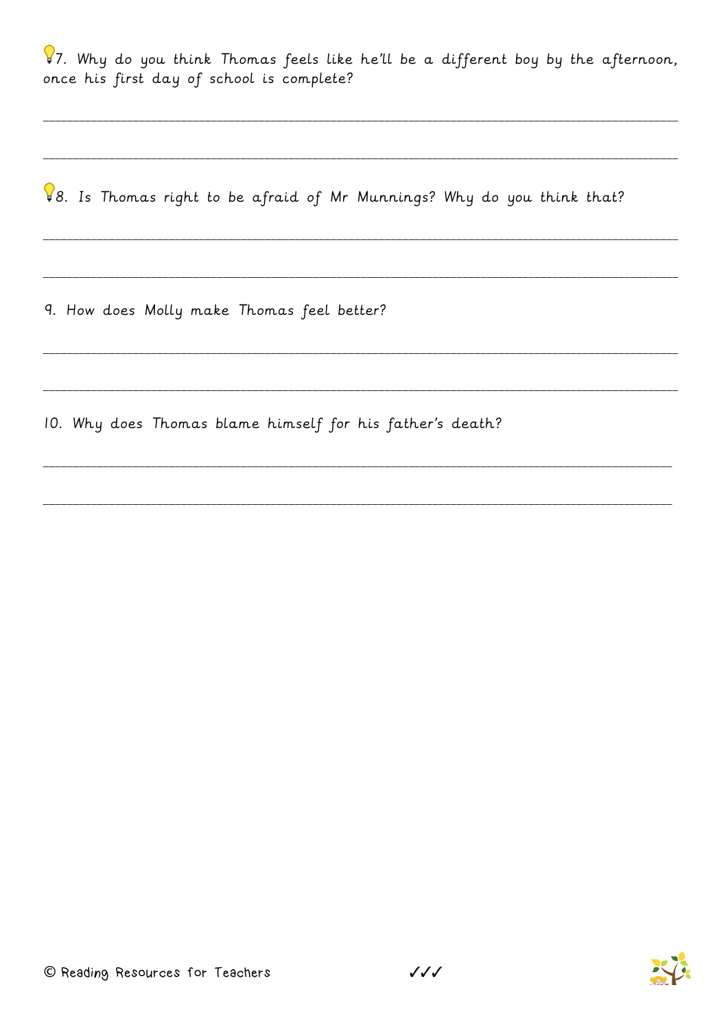7. Why do you think Thomas feels like he'll be a different boy by the afternoon, once his first day of school is complete?

___

___

8. Is Thomas right to be afraid of Mr Munnings? Why do you think that?

___

___

9. How does Molly make Thomas feel better?

___

___

10. Why does Thomas blame himself for his father's death?

___

___

© Reading Resources for Teachers ✓✓✓